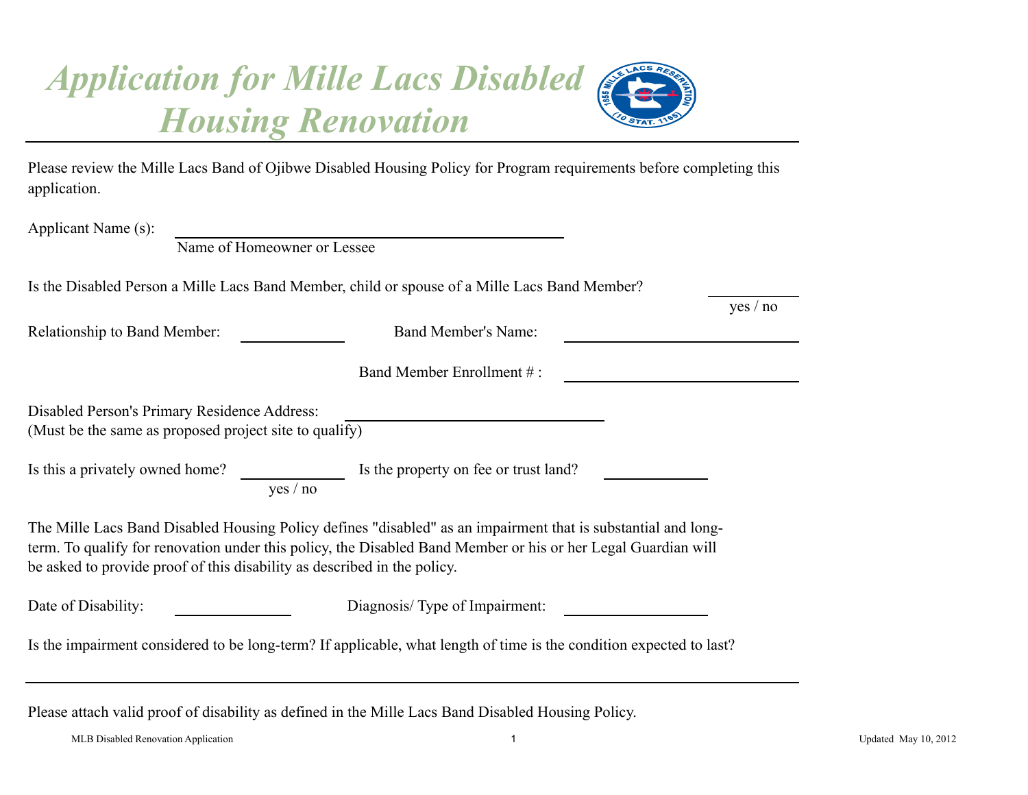# *Application for Mille Lacs Disabled Housing Renovation*

Please review the Mille Lacs Band of Ojibwe Disabled Housing Policy for Program requirements before completing this application.

Applicant Name (s): ______________________________
Name of Homeowner or Lessee

Is the Disabled Person a Mille Lacs Band Member, child or spouse of a Mille Lacs Band Member? __________
yes / no

Relationship to Band Member: __________ Band Member's Name: ______________________

Band Member Enrollment # : ______________________

Disabled Person's Primary Residence Address: ______________________
(Must be the same as proposed project site to qualify)

Is this a privately owned home? __________ Is the property on fee or trust land? __________
yes / no

The Mille Lacs Band Disabled Housing Policy defines "disabled" as an impairment that is substantial and long-term. To qualify for renovation under this policy, the Disabled Band Member or his or her Legal Guardian will be asked to provide proof of this disability as described in the policy.

Date of Disability: __________ Diagnosis/ Type of Impairment: ______________

Is the impairment considered to be long-term? If applicable, what length of time is the condition expected to last?

______________________________________________________________________

Please attach valid proof of disability as defined in the Mille Lacs Band Disabled Housing Policy.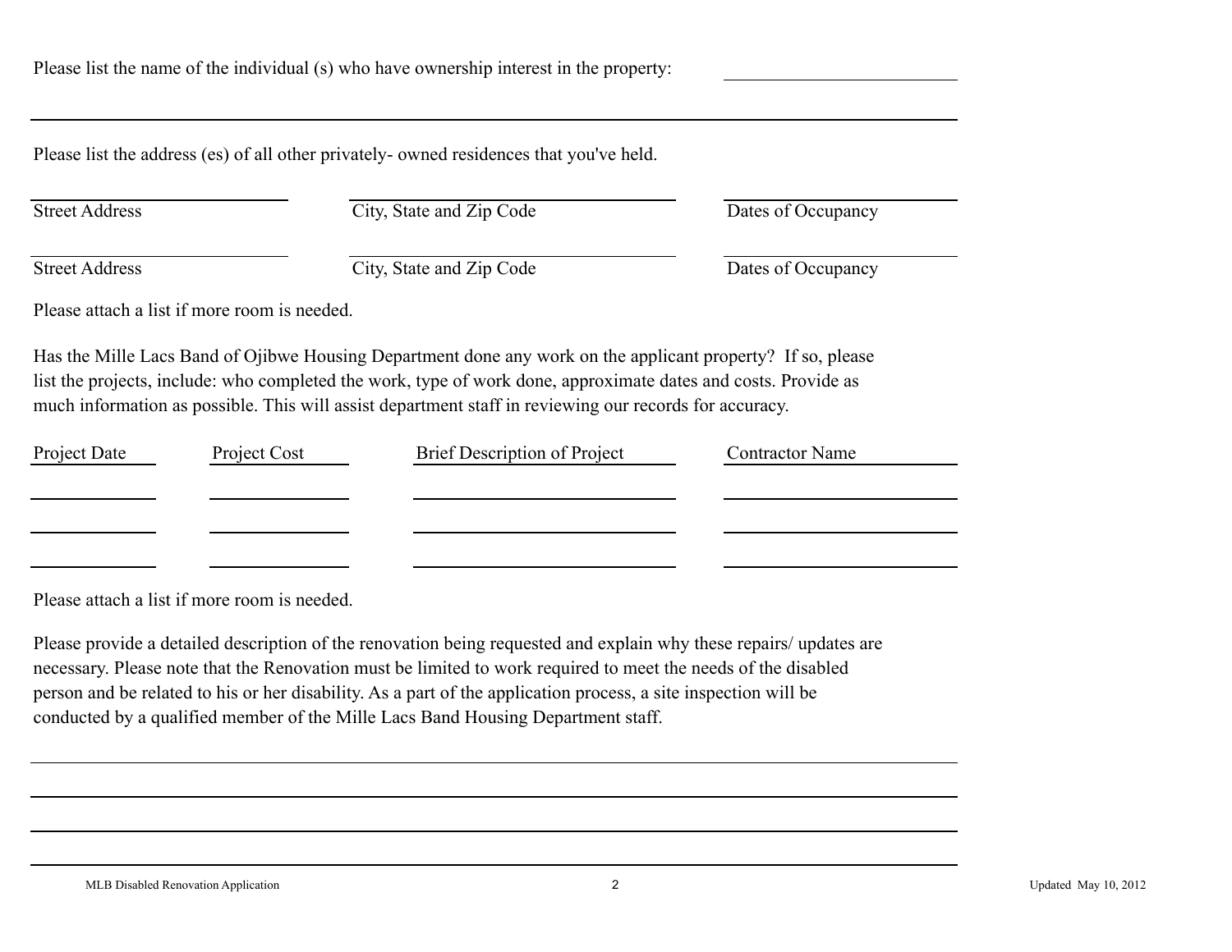Please list the name of the individual (s) who have ownership interest in the property: ____________________

______________________________________________________________________________

Please list the address (es) of all other privately- owned residences that you've held.

| Street Address | City, State and Zip Code | Dates of Occupancy |
| --- | --- | --- |
| | | |
| | | |

Please attach a list if more room is needed.

Has the Mille Lacs Band of Ojibwe Housing Department done any work on the applicant property? If so, please list the projects, include: who completed the work, type of work done, approximate dates and costs. Provide as much information as possible. This will assist department staff in reviewing our records for accuracy.

| Project Date | Project Cost | Brief Description of Project | Contractor Name |
| --- | --- | --- | --- |
| | | | |
| | | | |
| | | | |

Please attach a list if more room is needed.

Please provide a detailed description of the renovation being requested and explain why these repairs/ updates are necessary. Please note that the Renovation must be limited to work required to meet the needs of the disabled person and be related to his or her disability. As a part of the application process, a site inspection will be conducted by a qualified member of the Mille Lacs Band Housing Department staff.

______________________________________________________________________________

______________________________________________________________________________

______________________________________________________________________________

______________________________________________________________________________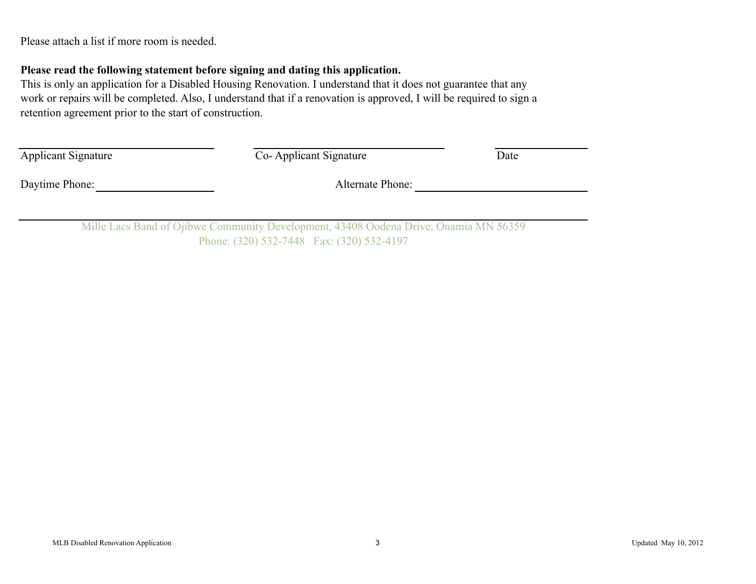Please attach a list if more room is needed.

**Please read the following statement before signing and dating this application.**

This is only an application for a Disabled Housing Renovation. I understand that it does not guarantee that any work or repairs will be completed. Also, I understand that if a renovation is approved, I will be required to sign a retention agreement prior to the start of construction.

| | | |
|---|---|---|
| ______________________ | ______________________ | __________ |
| Applicant Signature | Co- Applicant Signature | Date |

Daytime Phone: ____________________ Alternate Phone: ______________________________

Mille Lacs Band of Ojibwe Community Development, 43408 Oodena Drive, Onamia MN 56359
Phone: (320) 532-7448 Fax: (320) 532-4197